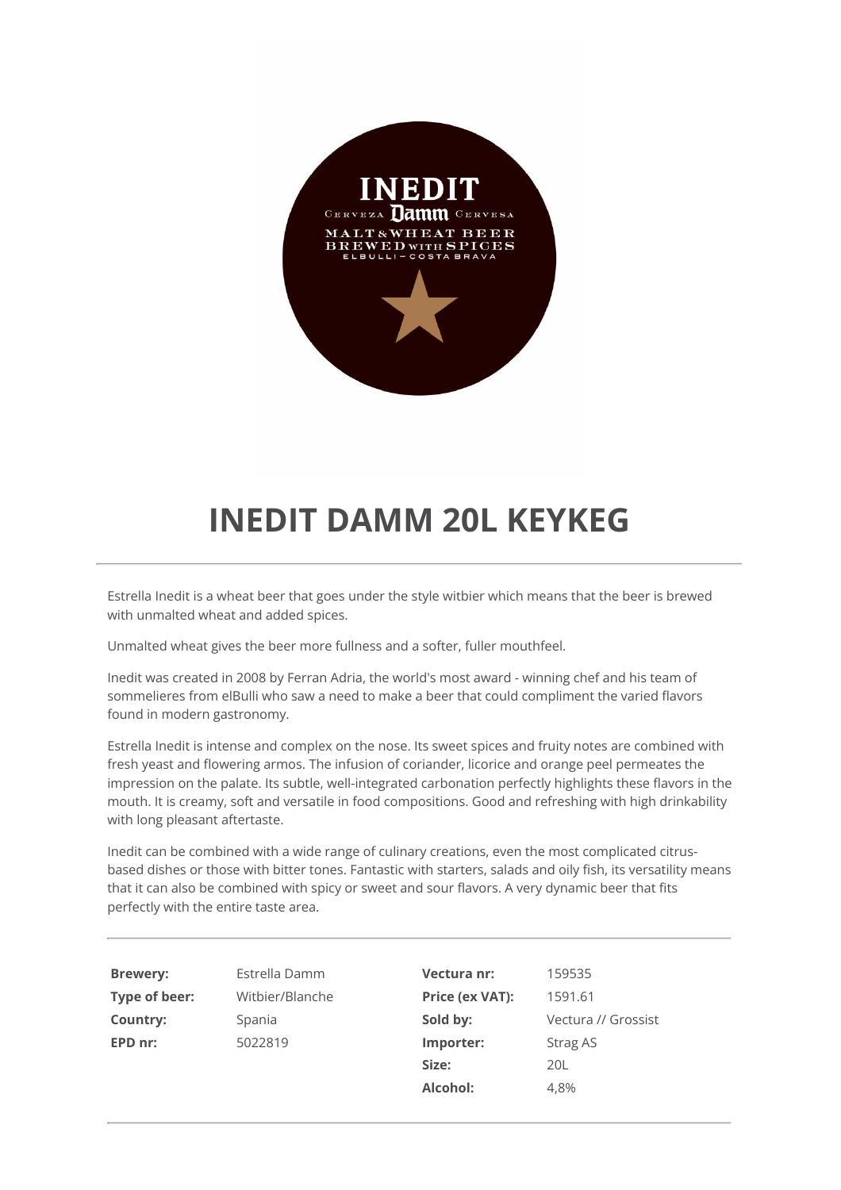# INEDIT DAMM 20L KEYKEG

Estrella Inedit is a wheat beer that goes under the style witbier which means that the beer is brewed with unmalted wheat and added spices.

Unmalted wheat gives the beer more fullness and a softer, fuller mouthfeel.

Inedit was created in 2008 by Ferran Adria, the world's most award - winning chef and his team of sommelieres from elBulli who saw a need to make a beer that could compliment the varied flavors found in modern gastronomy.

Estrella Inedit is intense and complex on the nose. Its sweet spices and fruity notes are combined with fresh yeast and flowering armos. The infusion of coriander, licorice and orange peel permeates the impression on the palate. Its subtle, well-integrated carbonation perfectly highlights these flavors in the mouth. It is creamy, soft and versatile in food compositions. Good and refreshing with high drinkability with long pleasant aftertaste.

Inedit can be combined with a wide range of culinary creations, even the most complicated citrus-based dishes or those with bitter tones. Fantastic with starters, salads and oily fish, its versatility means that it can also be combined with spicy or sweet and sour flavors. A very dynamic beer that fits perfectly with the entire taste area.

| | | | |
|---|---|---|---|
| **Brewery:** | Estrella Damm | **Vectura nr:** | 159535 |
| **Type of beer:** | Witbier/Blanche | **Price (ex VAT):** | 1591.61 |
| **Country:** | Spania | **Sold by:** | Vectura // Grossist |
| **EPD nr:** | 5022819 | **Importer:** | Strag AS |
| | | **Size:** | 20L |
| | | **Alcohol:** | 4,8% |